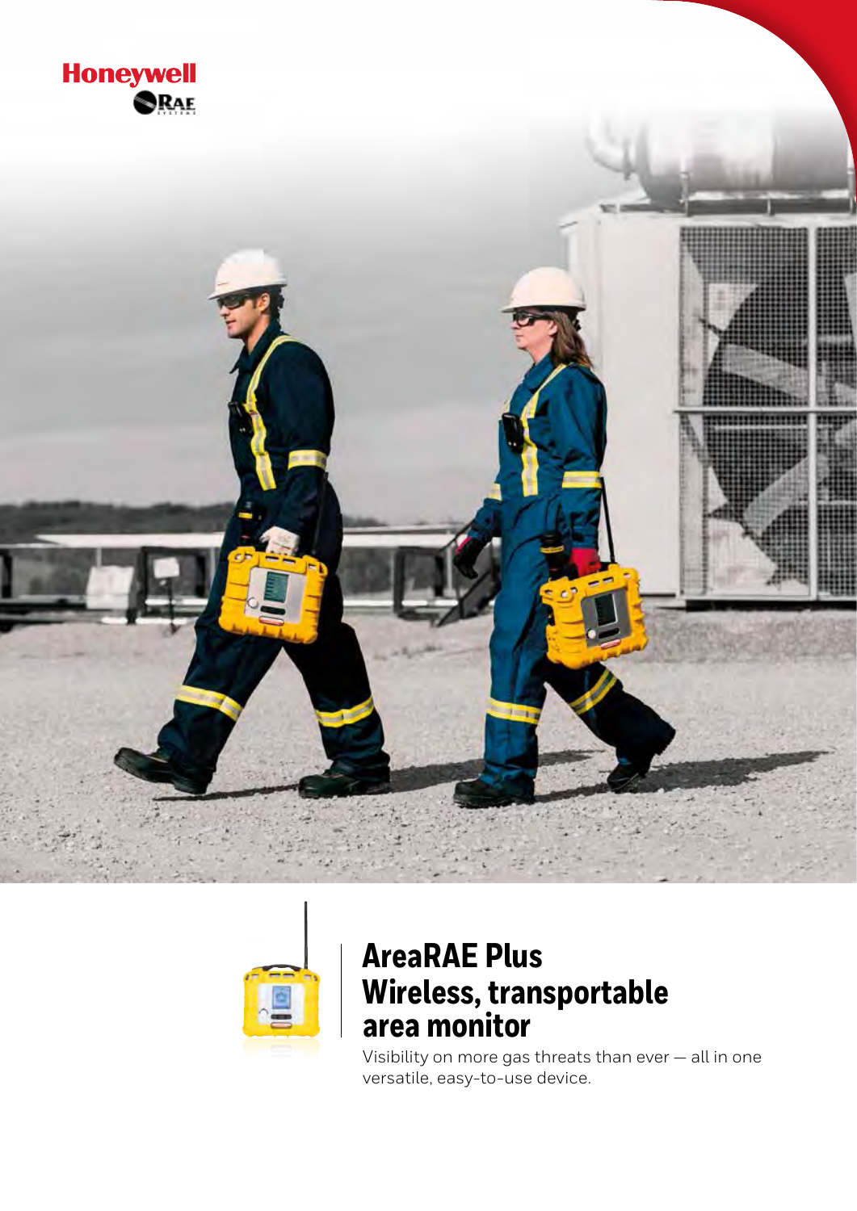Honeywell

RAE

# AreaRAE Plus Wireless, transportable area monitor

Visibility on more gas threats than ever — all in one versatile, easy-to-use device.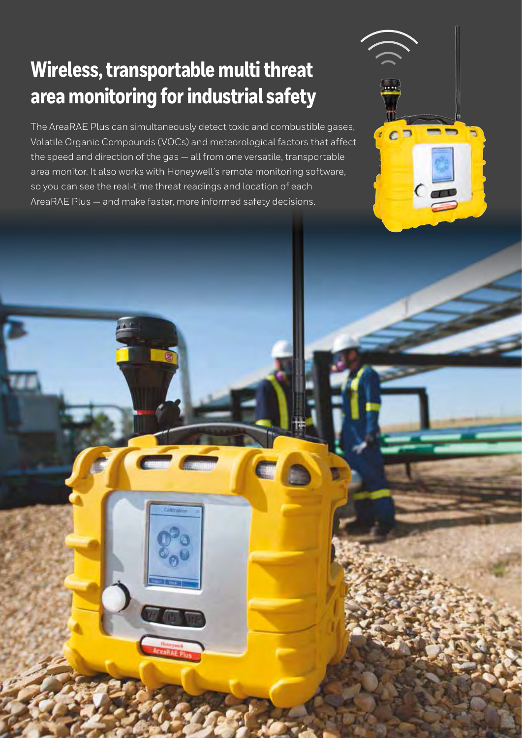# Wireless, transportable multi threat area monitoring for industrial safety

The AreaRAE Plus can simultaneously detect toxic and combustible gases, Volatile Organic Compounds (VOCs) and meteorological factors that affect the speed and direction of the gas — all from one versatile, transportable area monitor. It also works with Honeywell's remote monitoring software, so you can see the real-time threat readings and location of each AreaRAE Plus — and make faster, more informed safety decisions.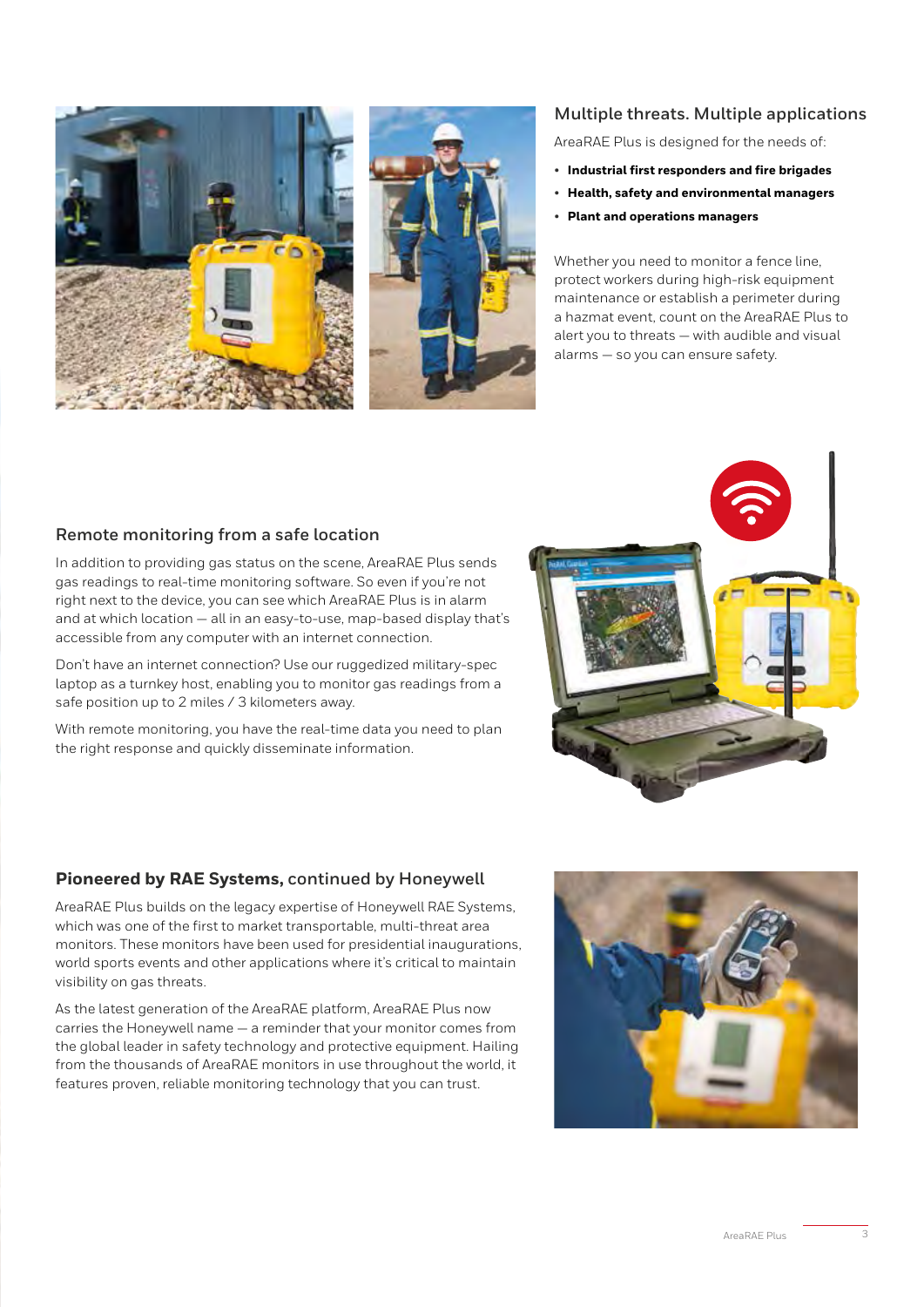## Multiple threats. Multiple applications

AreaRAE Plus is designed for the needs of:

- **Industrial first responders and fire brigades**
- **Health, safety and environmental managers**
- **Plant and operations managers**

Whether you need to monitor a fence line, protect workers during high-risk equipment maintenance or establish a perimeter during a hazmat event, count on the AreaRAE Plus to alert you to threats — with audible and visual alarms — so you can ensure safety.

## Remote monitoring from a safe location

In addition to providing gas status on the scene, AreaRAE Plus sends gas readings to real-time monitoring software. So even if you're not right next to the device, you can see which AreaRAE Plus is in alarm and at which location — all in an easy-to-use, map-based display that's accessible from any computer with an internet connection.

Don't have an internet connection? Use our ruggedized military-spec laptop as a turnkey host, enabling you to monitor gas readings from a safe position up to 2 miles / 3 kilometers away.

With remote monitoring, you have the real-time data you need to plan the right response and quickly disseminate information.

## **Pioneered by RAE Systems,** continued by Honeywell

AreaRAE Plus builds on the legacy expertise of Honeywell RAE Systems, which was one of the first to market transportable, multi-threat area monitors. These monitors have been used for presidential inaugurations, world sports events and other applications where it's critical to maintain visibility on gas threats.

As the latest generation of the AreaRAE platform, AreaRAE Plus now carries the Honeywell name — a reminder that your monitor comes from the global leader in safety technology and protective equipment. Hailing from the thousands of AreaRAE monitors in use throughout the world, it features proven, reliable monitoring technology that you can trust.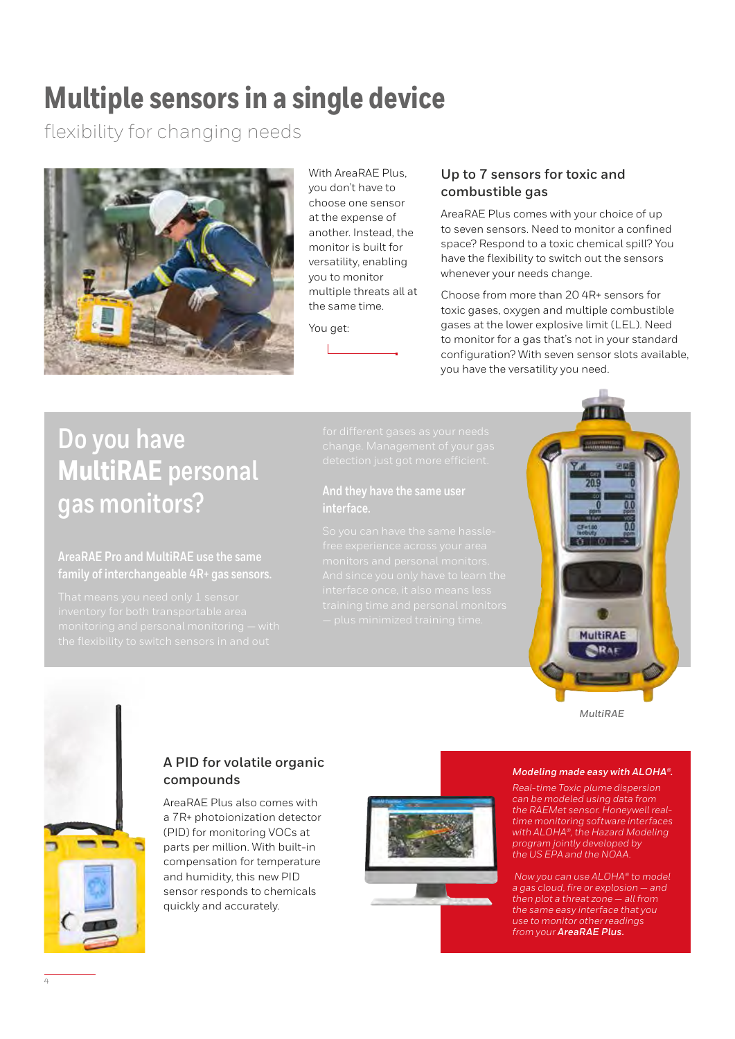# Multiple sensors in a single device

flexibility for changing needs

With AreaRAE Plus, you don't have to choose one sensor at the expense of another. Instead, the monitor is built for versatility, enabling you to monitor multiple threats all at the same time.

You get:

## Up to 7 sensors for toxic and combustible gas

AreaRAE Plus comes with your choice of up to seven sensors. Need to monitor a confined space? Respond to a toxic chemical spill? You have the flexibility to switch out the sensors whenever your needs change.

Choose from more than 20 4R+ sensors for toxic gases, oxygen and multiple combustible gases at the lower explosive limit (LEL). Need to monitor for a gas that's not in your standard configuration? With seven sensor slots available, you have the versatility you need.

## Do you have **MultiRAE** personal gas monitors?

**AreaRAE Pro and MultiRAE use the same family of interchangeable 4R+ gas sensors.**

That means you need only 1 sensor inventory for both transportable area monitoring and personal monitoring — with the flexibility to switch sensors in and out for different gases as your needs change. Management of your gas detection just got more efficient.

**And they have the same user interface.**

So you can have the same hassle-free experience across your area monitors and personal monitors. And since you only have to learn the interface once, it also means less training time and personal monitors — plus minimized training time.

*MultiRAE*

## A PID for volatile organic compounds

AreaRAE Plus also comes with a 7R+ photoionization detector (PID) for monitoring VOCs at parts per million. With built-in compensation for temperature and humidity, this new PID sensor responds to chemicals quickly and accurately.

***Modeling made easy with ALOHA®.***

*Real-time Toxic plume dispersion can be modeled using data from the RAEMet sensor. Honeywell real-time monitoring software interfaces with ALOHA®, the Hazard Modeling program jointly developed by the US EPA and the NOAA.*

*Now you can use ALOHA® to model a gas cloud, fire or explosion — and then plot a threat zone — all from the same easy interface that you use to monitor other readings from your* ***AreaRAE Plus.***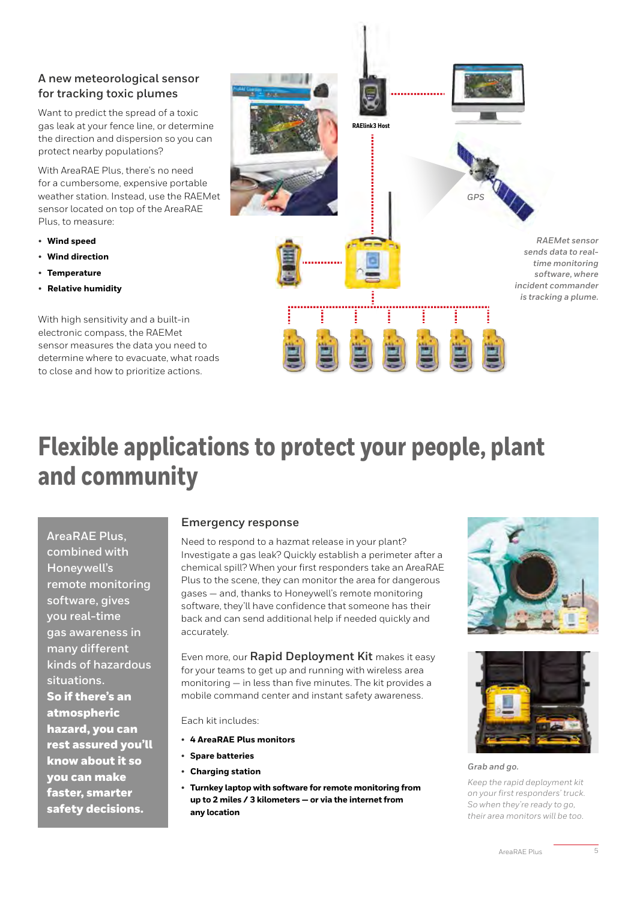### A new meteorological sensor for tracking toxic plumes

Want to predict the spread of a toxic gas leak at your fence line, or determine the direction and dispersion so you can protect nearby populations?

With AreaRAE Plus, there's no need for a cumbersome, expensive portable weather station. Instead, use the RAEMet sensor located on top of the AreaRAE Plus, to measure:

- **Wind speed**
- **Wind direction**
- **Temperature**
- **Relative humidity**

With high sensitivity and a built-in electronic compass, the RAEMet sensor measures the data you need to determine where to evacuate, what roads to close and how to prioritize actions.

RAElink3 Host

GPS

*RAEMet sensor sends data to real-time monitoring software, where incident commander is tracking a plume.*

# Flexible applications to protect your people, plant and community

AreaRAE Plus, combined with Honeywell's remote monitoring software, gives you real-time gas awareness in many different kinds of hazardous situations. **So if there's an atmospheric hazard, you can rest assured you'll know about it so you can make faster, smarter safety decisions.**

### Emergency response

Need to respond to a hazmat release in your plant? Investigate a gas leak? Quickly establish a perimeter after a chemical spill? When your first responders take an AreaRAE Plus to the scene, they can monitor the area for dangerous gases — and, thanks to Honeywell's remote monitoring software, they'll have confidence that someone has their back and can send additional help if needed quickly and accurately.

Even more, our **Rapid Deployment Kit** makes it easy for your teams to get up and running with wireless area monitoring — in less than five minutes. The kit provides a mobile command center and instant safety awareness.

Each kit includes:

- **4 AreaRAE Plus monitors**
- **Spare batteries**
- **Charging station**
- **Turnkey laptop with software for remote monitoring from up to 2 miles / 3 kilometers — or via the internet from any location**

*Grab and go.*

*Keep the rapid deployment kit on your first responders' truck. So when they're ready to go, their area monitors will be too.*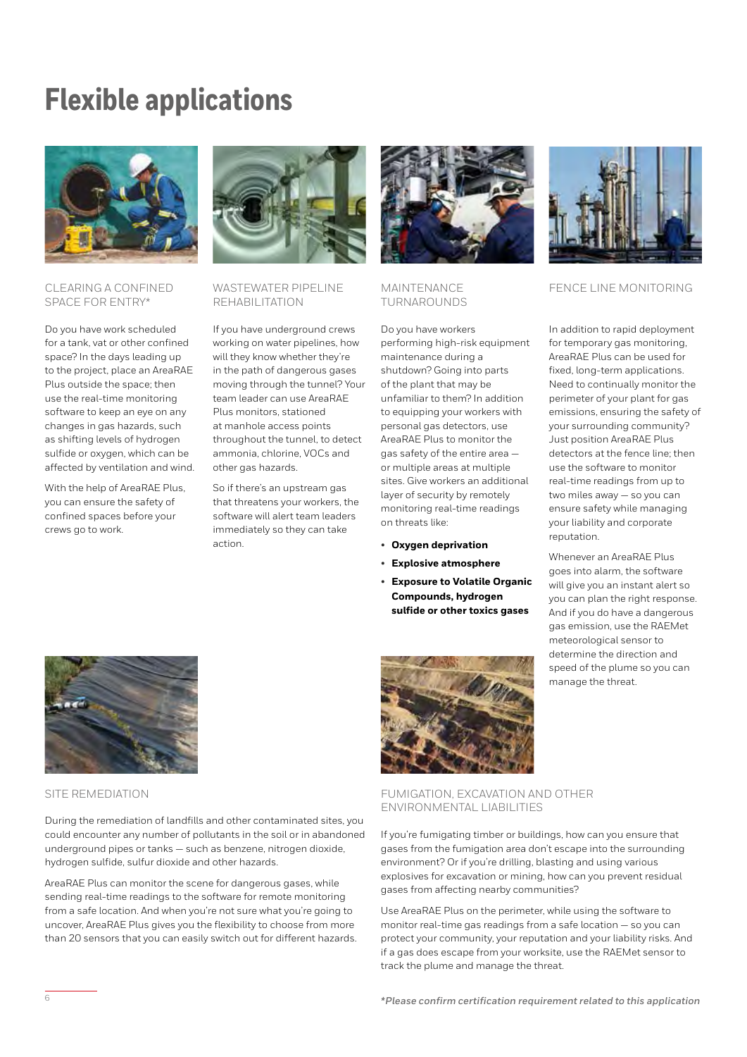# Flexible applications

## CLEARING A CONFINED SPACE FOR ENTRY*

Do you have work scheduled for a tank, vat or other confined space? In the days leading up to the project, place an AreaRAE Plus outside the space; then use the real-time monitoring software to keep an eye on any changes in gas hazards, such as shifting levels of hydrogen sulfide or oxygen, which can be affected by ventilation and wind.

With the help of AreaRAE Plus, you can ensure the safety of confined spaces before your crews go to work.

## WASTEWATER PIPELINE REHABILITATION

If you have underground crews working on water pipelines, how will they know whether they're in the path of dangerous gases moving through the tunnel? Your team leader can use AreaRAE Plus monitors, stationed at manhole access points throughout the tunnel, to detect ammonia, chlorine, VOCs and other gas hazards.

So if there's an upstream gas that threatens your workers, the software will alert team leaders immediately so they can take action.

## MAINTENANCE TURNAROUNDS

Do you have workers performing high-risk equipment maintenance during a shutdown? Going into parts of the plant that may be unfamiliar to them? In addition to equipping your workers with personal gas detectors, use AreaRAE Plus to monitor the gas safety of the entire area — or multiple areas at multiple sites. Give workers an additional layer of security by remotely monitoring real-time readings on threats like:

- **Oxygen deprivation**
- **Explosive atmosphere**
- **Exposure to Volatile Organic Compounds, hydrogen sulfide or other toxics gases**

## FENCE LINE MONITORING

In addition to rapid deployment for temporary gas monitoring, AreaRAE Plus can be used for fixed, long-term applications. Need to continually monitor the perimeter of your plant for gas emissions, ensuring the safety of your surrounding community? Just position AreaRAE Plus detectors at the fence line; then use the software to monitor real-time readings from up to two miles away — so you can ensure safety while managing your liability and corporate reputation.

Whenever an AreaRAE Plus goes into alarm, the software will give you an instant alert so you can plan the right response. And if you do have a dangerous gas emission, use the RAEMet meteorological sensor to determine the direction and speed of the plume so you can manage the threat.

## SITE REMEDIATION

During the remediation of landfills and other contaminated sites, you could encounter any number of pollutants in the soil or in abandoned underground pipes or tanks — such as benzene, nitrogen dioxide, hydrogen sulfide, sulfur dioxide and other hazards.

AreaRAE Plus can monitor the scene for dangerous gases, while sending real-time readings to the software for remote monitoring from a safe location. And when you're not sure what you're going to uncover, AreaRAE Plus gives you the flexibility to choose from more than 20 sensors that you can easily switch out for different hazards.

## FUMIGATION, EXCAVATION AND OTHER ENVIRONMENTAL LIABILITIES

If you're fumigating timber or buildings, how can you ensure that gases from the fumigation area don't escape into the surrounding environment? Or if you're drilling, blasting and using various explosives for excavation or mining, how can you prevent residual gases from affecting nearby communities?

Use AreaRAE Plus on the perimeter, while using the software to monitor real-time gas readings from a safe location — so you can protect your community, your reputation and your liability risks. And if a gas does escape from your worksite, use the RAEMet sensor to track the plume and manage the threat.

*\*Please confirm certification requirement related to this application*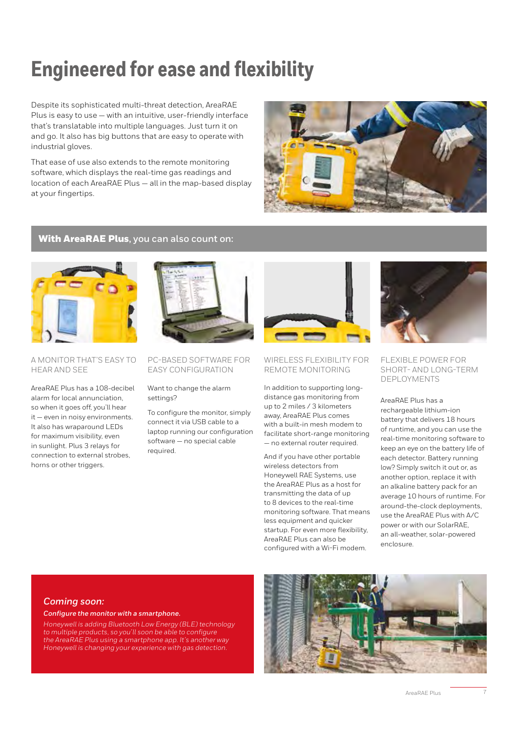# Engineered for ease and flexibility

Despite its sophisticated multi-threat detection, AreaRAE Plus is easy to use — with an intuitive, user-friendly interface that's translatable into multiple languages. Just turn it on and go. It also has big buttons that are easy to operate with industrial gloves.

That ease of use also extends to the remote monitoring software, which displays the real-time gas readings and location of each AreaRAE Plus — all in the map-based display at your fingertips.

## **With AreaRAE Plus**, you can also count on:

### A MONITOR THAT'S EASY TO HEAR AND SEE

AreaRAE Plus has a 108-decibel alarm for local annunciation, so when it goes off, you'll hear it — even in noisy environments. It also has wraparound LEDs for maximum visibility, even in sunlight. Plus 3 relays for connection to external strobes, horns or other triggers.

### PC-BASED SOFTWARE FOR EASY CONFIGURATION

Want to change the alarm settings?

To configure the monitor, simply connect it via USB cable to a laptop running our configuration software — no special cable required.

### WIRELESS FLEXIBILITY FOR REMOTE MONITORING

In addition to supporting long-distance gas monitoring from up to 2 miles / 3 kilometers away, AreaRAE Plus comes with a built-in mesh modem to facilitate short-range monitoring — no external router required.

And if you have other portable wireless detectors from Honeywell RAE Systems, use the AreaRAE Plus as a host for transmitting the data of up to 8 devices to the real-time monitoring software. That means less equipment and quicker startup. For even more flexibility, AreaRAE Plus can also be configured with a Wi-Fi modem.

### FLEXIBLE POWER FOR SHORT- AND LONG-TERM DEPLOYMENTS

AreaRAE Plus has a rechargeable lithium-ion battery that delivers 18 hours of runtime, and you can use the real-time monitoring software to keep an eye on the battery life of each detector. Battery running low? Simply switch it out or, as another option, replace it with an alkaline battery pack for an average 10 hours of runtime. For around-the-clock deployments, use the AreaRAE Plus with A/C power or with our SolarRAE, an all-weather, solar-powered enclosure.

### *Coming soon:*

***Configure the monitor with a smartphone.***

*Honeywell is adding Bluetooth Low Energy (BLE) technology to multiple products, so you'll soon be able to configure the AreaRAE Plus using a smartphone app. It's another way Honeywell is changing your experience with gas detection.*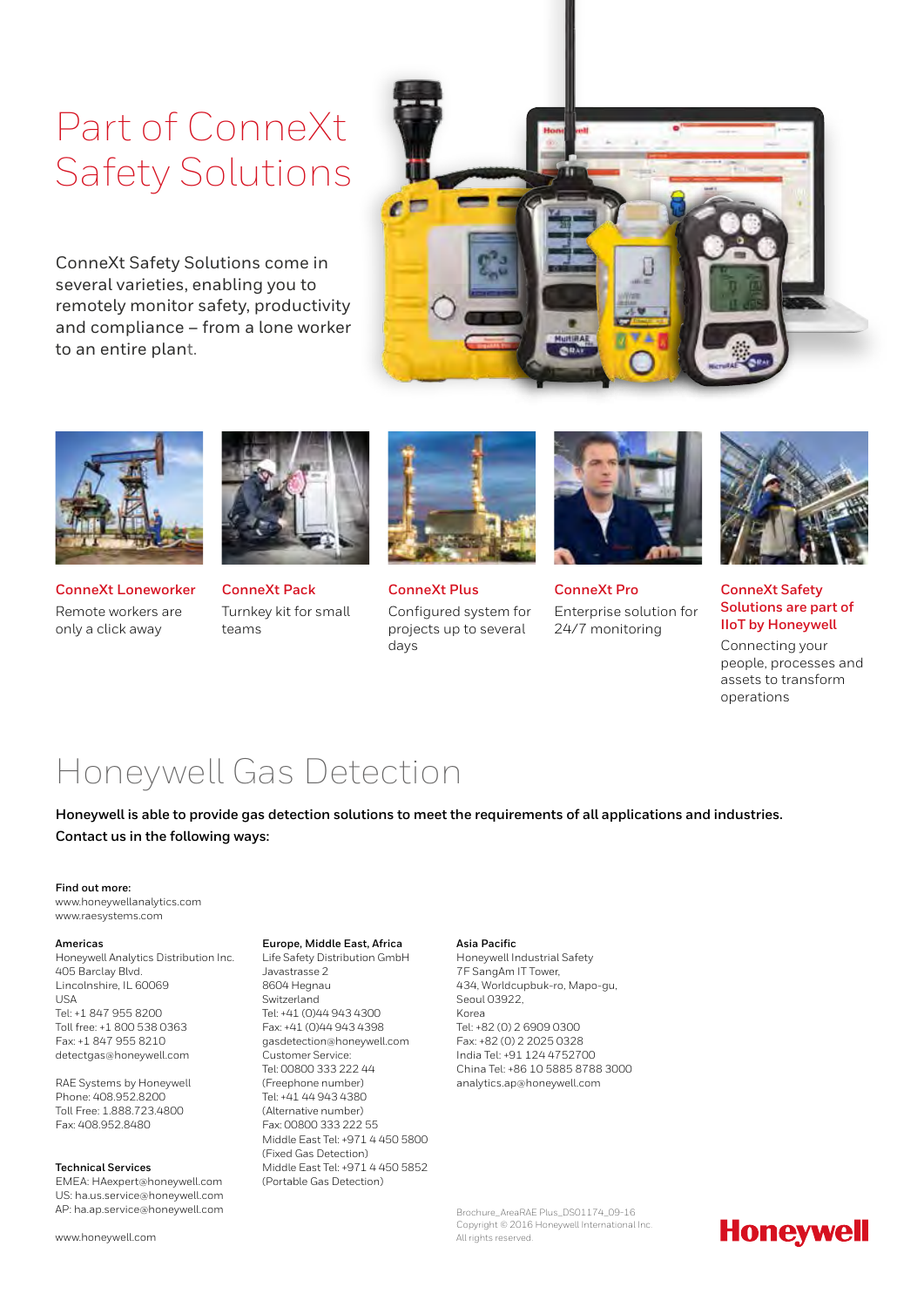# Part of ConneXt Safety Solutions

ConneXt Safety Solutions come in several varieties, enabling you to remotely monitor safety, productivity and compliance – from a lone worker to an entire plant.

**ConneXt Loneworker**

Remote workers are only a click away

**ConneXt Pack**

Turnkey kit for small teams

**ConneXt Plus**

Configured system for projects up to several days

**ConneXt Pro**

Enterprise solution for 24/7 monitoring

**ConneXt Safety Solutions are part of IIoT by Honeywell**

Connecting your people, processes and assets to transform operations

# Honeywell Gas Detection

**Honeywell is able to provide gas detection solutions to meet the requirements of all applications and industries. Contact us in the following ways:**

**Find out more:**
www.honeywellanalytics.com
www.raesystems.com

**Americas**
Honeywell Analytics Distribution Inc.
405 Barclay Blvd.
Lincolnshire, IL 60069
USA
Tel: +1 847 955 8200
Toll free: +1 800 538 0363
Fax: +1 847 955 8210
detectgas@honeywell.com

RAE Systems by Honeywell
Phone: 408.952.8200
Toll Free: 1.888.723.4800
Fax: 408.952.8480

**Technical Services**
EMEA: HAexpert@honeywell.com
US: ha.us.service@honeywell.com
AP: ha.ap.service@honeywell.com

www.honeywell.com

**Europe, Middle East, Africa**
Life Safety Distribution GmbH
Javastrasse 2
8604 Hegnau
Switzerland
Tel: +41 (0)44 943 4300
Fax: +41 (0)44 943 4398
gasdetection@honeywell.com
Customer Service:
Tel: 00800 333 222 44
(Freephone number)
Tel: +41 44 943 4380
(Alternative number)
Fax: 00800 333 222 55
Middle East Tel: +971 4 450 5800
(Fixed Gas Detection)
Middle East Tel: +971 4 450 5852
(Portable Gas Detection)

**Asia Pacific**
Honeywell Industrial Safety
7F SangAm IT Tower,
434, Worldcupbuk-ro, Mapo-gu,
Seoul 03922,
Korea
Tel: +82 (0) 2 6909 0300
Fax: +82 (0) 2 2025 0328
India Tel: +91 124 4752700
China Tel: +86 10 5885 8788 3000
analytics.ap@honeywell.com

Brochure_AreaRAE Plus_DS01174_09-16
Copyright © 2016 Honeywell International Inc.
All rights reserved.

**Honeywell**